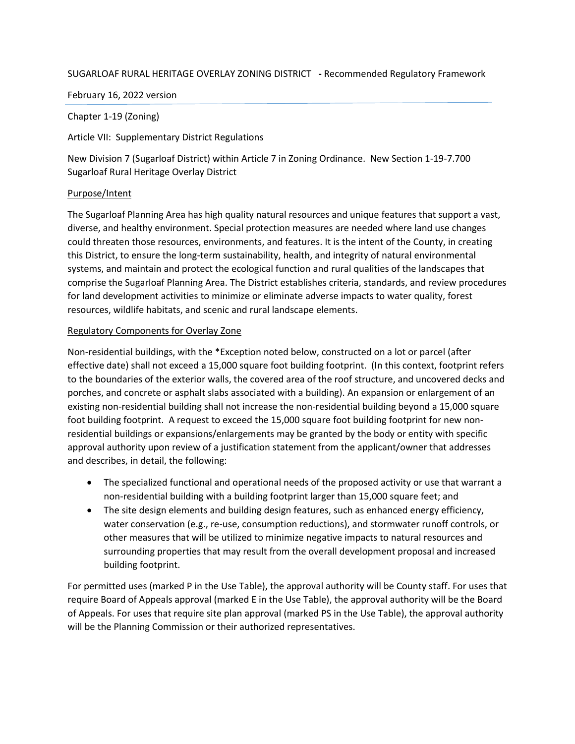SUGARLOAF RURAL HERITAGE OVERLAY ZONING DISTRICT - Recommended Regulatory Framework

February 16, 2022 version

---

Chapter 1-19 (Zoning)

Article VII: Supplementary District Regulations

New Division 7 (Sugarloaf District) within Article 7 in Zoning Ordinance. New Section 1-19-7.700 Sugarloaf Rural Heritage Overlay District

<u>Purpose/Intent</u>

The Sugarloaf Planning Area has high quality natural resources and unique features that support a vast, diverse, and healthy environment. Special protection measures are needed where land use changes could threaten those resources, environments, and features. It is the intent of the County, in creating this District, to ensure the long-term sustainability, health, and integrity of natural environmental systems, and maintain and protect the ecological function and rural qualities of the landscapes that comprise the Sugarloaf Planning Area. The District establishes criteria, standards, and review procedures for land development activities to minimize or eliminate adverse impacts to water quality, forest resources, wildlife habitats, and scenic and rural landscape elements.

<u>Regulatory Components for Overlay Zone</u>

Non-residential buildings, with the *Exception noted below, constructed on a lot or parcel (after effective date) shall not exceed a 15,000 square foot building footprint. (In this context, footprint refers to the boundaries of the exterior walls, the covered area of the roof structure, and uncovered decks and porches, and concrete or asphalt slabs associated with a building). An expansion or enlargement of an existing non-residential building shall not increase the non-residential building beyond a 15,000 square foot building footprint. A request to exceed the 15,000 square foot building footprint for new non-residential buildings or expansions/enlargements may be granted by the body or entity with specific approval authority upon review of a justification statement from the applicant/owner that addresses and describes, in detail, the following:

- The specialized functional and operational needs of the proposed activity or use that warrant a non-residential building with a building footprint larger than 15,000 square feet; and
- The site design elements and building design features, such as enhanced energy efficiency, water conservation (e.g., re-use, consumption reductions), and stormwater runoff controls, or other measures that will be utilized to minimize negative impacts to natural resources and surrounding properties that may result from the overall development proposal and increased building footprint.

For permitted uses (marked P in the Use Table), the approval authority will be County staff. For uses that require Board of Appeals approval (marked E in the Use Table), the approval authority will be the Board of Appeals. For uses that require site plan approval (marked PS in the Use Table), the approval authority will be the Planning Commission or their authorized representatives.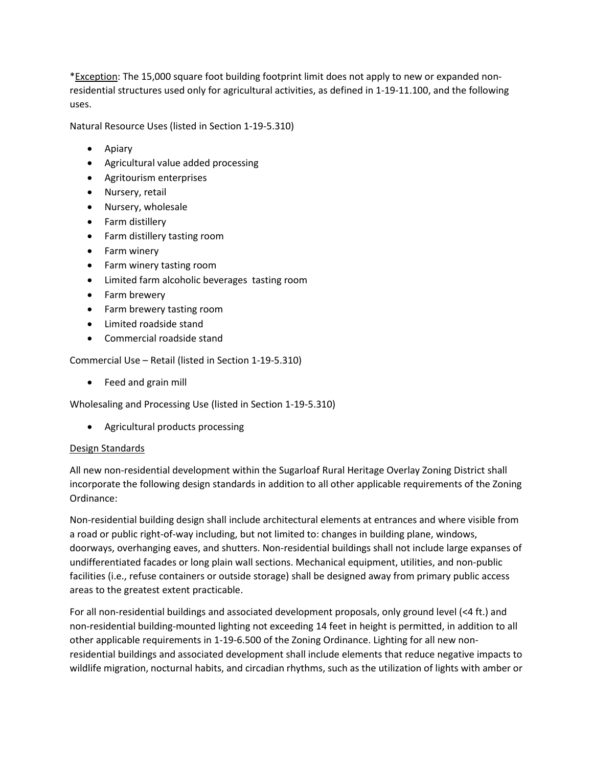*Exception: The 15,000 square foot building footprint limit does not apply to new or expanded non-residential structures used only for agricultural activities, as defined in 1-19-11.100, and the following uses.

Natural Resource Uses (listed in Section 1-19-5.310)

- Apiary
- Agricultural value added processing
- Agritourism enterprises
- Nursery, retail
- Nursery, wholesale
- Farm distillery
- Farm distillery tasting room
- Farm winery
- Farm winery tasting room
- Limited farm alcoholic beverages tasting room
- Farm brewery
- Farm brewery tasting room
- Limited roadside stand
- Commercial roadside stand

Commercial Use – Retail (listed in Section 1-19-5.310)

- Feed and grain mill

Wholesaling and Processing Use (listed in Section 1-19-5.310)

- Agricultural products processing

Design Standards

All new non-residential development within the Sugarloaf Rural Heritage Overlay Zoning District shall incorporate the following design standards in addition to all other applicable requirements of the Zoning Ordinance:

Non-residential building design shall include architectural elements at entrances and where visible from a road or public right-of-way including, but not limited to: changes in building plane, windows, doorways, overhanging eaves, and shutters. Non-residential buildings shall not include large expanses of undifferentiated facades or long plain wall sections. Mechanical equipment, utilities, and non-public facilities (i.e., refuse containers or outside storage) shall be designed away from primary public access areas to the greatest extent practicable.

For all non-residential buildings and associated development proposals, only ground level (<4 ft.) and non-residential building-mounted lighting not exceeding 14 feet in height is permitted, in addition to all other applicable requirements in 1-19-6.500 of the Zoning Ordinance. Lighting for all new non-residential buildings and associated development shall include elements that reduce negative impacts to wildlife migration, nocturnal habits, and circadian rhythms, such as the utilization of lights with amber or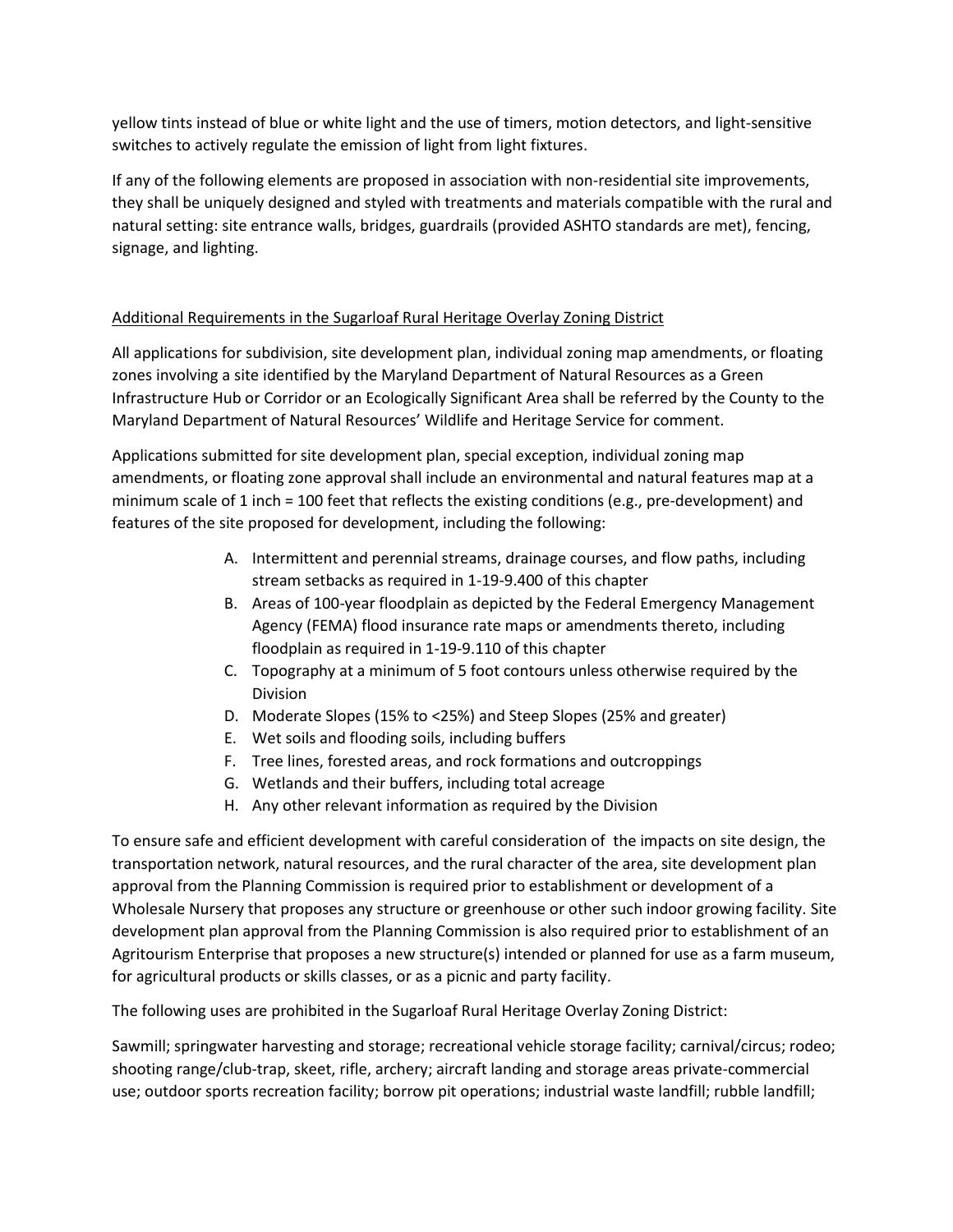yellow tints instead of blue or white light and the use of timers, motion detectors, and light-sensitive switches to actively regulate the emission of light from light fixtures.

If any of the following elements are proposed in association with non-residential site improvements, they shall be uniquely designed and styled with treatments and materials compatible with the rural and natural setting: site entrance walls, bridges, guardrails (provided ASHTO standards are met), fencing, signage, and lighting.

<u>Additional Requirements in the Sugarloaf Rural Heritage Overlay Zoning District</u>

All applications for subdivision, site development plan, individual zoning map amendments, or floating zones involving a site identified by the Maryland Department of Natural Resources as a Green Infrastructure Hub or Corridor or an Ecologically Significant Area shall be referred by the County to the Maryland Department of Natural Resources' Wildlife and Heritage Service for comment.

Applications submitted for site development plan, special exception, individual zoning map amendments, or floating zone approval shall include an environmental and natural features map at a minimum scale of 1 inch = 100 feet that reflects the existing conditions (e.g., pre-development) and features of the site proposed for development, including the following:

A. Intermittent and perennial streams, drainage courses, and flow paths, including stream setbacks as required in 1-19-9.400 of this chapter
B. Areas of 100-year floodplain as depicted by the Federal Emergency Management Agency (FEMA) flood insurance rate maps or amendments thereto, including floodplain as required in 1-19-9.110 of this chapter
C. Topography at a minimum of 5 foot contours unless otherwise required by the Division
D. Moderate Slopes (15% to <25%) and Steep Slopes (25% and greater)
E. Wet soils and flooding soils, including buffers
F. Tree lines, forested areas, and rock formations and outcroppings
G. Wetlands and their buffers, including total acreage
H. Any other relevant information as required by the Division

To ensure safe and efficient development with careful consideration of the impacts on site design, the transportation network, natural resources, and the rural character of the area, site development plan approval from the Planning Commission is required prior to establishment or development of a Wholesale Nursery that proposes any structure or greenhouse or other such indoor growing facility. Site development plan approval from the Planning Commission is also required prior to establishment of an Agritourism Enterprise that proposes a new structure(s) intended or planned for use as a farm museum, for agricultural products or skills classes, or as a picnic and party facility.

The following uses are prohibited in the Sugarloaf Rural Heritage Overlay Zoning District:

Sawmill; springwater harvesting and storage; recreational vehicle storage facility; carnival/circus; rodeo; shooting range/club-trap, skeet, rifle, archery; aircraft landing and storage areas private-commercial use; outdoor sports recreation facility; borrow pit operations; industrial waste landfill; rubble landfill;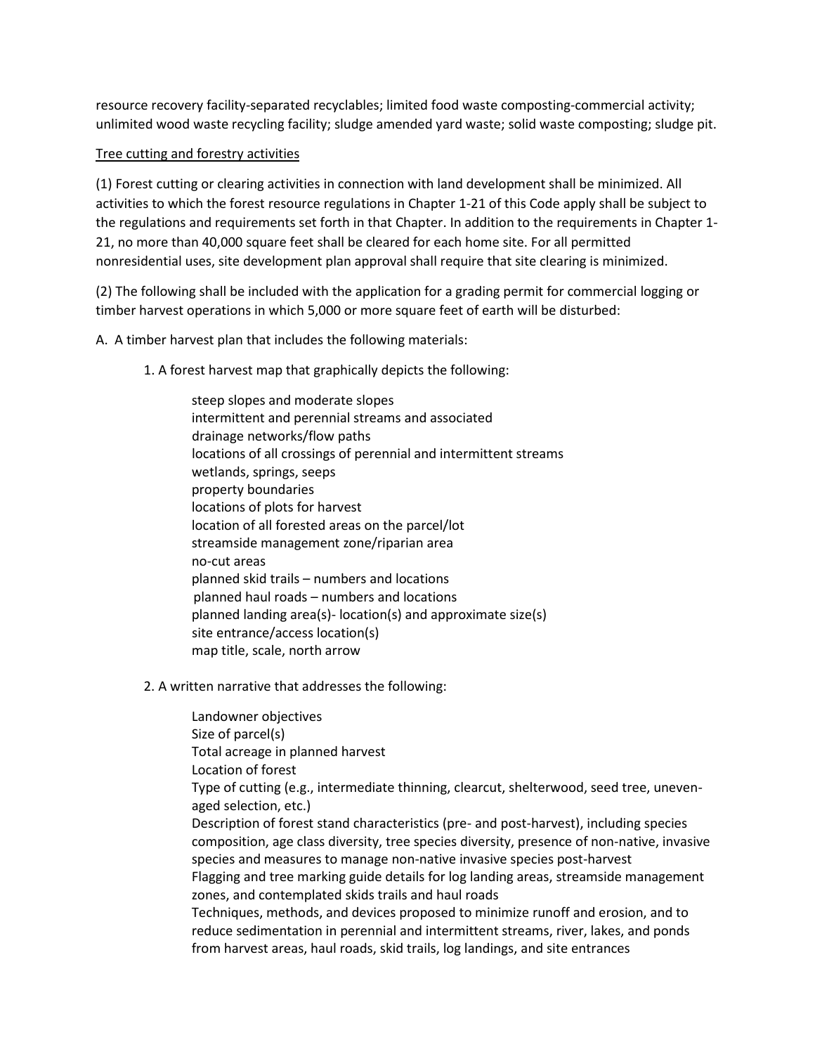resource recovery facility-separated recyclables; limited food waste composting-commercial activity; unlimited wood waste recycling facility; sludge amended yard waste; solid waste composting; sludge pit.

<u>Tree cutting and forestry activities</u>

(1) Forest cutting or clearing activities in connection with land development shall be minimized. All activities to which the forest resource regulations in Chapter 1-21 of this Code apply shall be subject to the regulations and requirements set forth in that Chapter. In addition to the requirements in Chapter 1-21, no more than 40,000 square feet shall be cleared for each home site. For all permitted nonresidential uses, site development plan approval shall require that site clearing is minimized.

(2) The following shall be included with the application for a grading permit for commercial logging or timber harvest operations in which 5,000 or more square feet of earth will be disturbed:

A. A timber harvest plan that includes the following materials:

1. A forest harvest map that graphically depicts the following:

    steep slopes and moderate slopes
    intermittent and perennial streams and associated
    drainage networks/flow paths
    locations of all crossings of perennial and intermittent streams
    wetlands, springs, seeps
    property boundaries
    locations of plots for harvest
    location of all forested areas on the parcel/lot
    streamside management zone/riparian area
    no-cut areas
    planned skid trails – numbers and locations
    planned haul roads – numbers and locations
    planned landing area(s)- location(s) and approximate size(s)
    site entrance/access location(s)
    map title, scale, north arrow

2. A written narrative that addresses the following:

    Landowner objectives
    Size of parcel(s)
    Total acreage in planned harvest
    Location of forest
    Type of cutting (e.g., intermediate thinning, clearcut, shelterwood, seed tree, uneven-aged selection, etc.)
    Description of forest stand characteristics (pre- and post-harvest), including species composition, age class diversity, tree species diversity, presence of non-native, invasive species and measures to manage non-native invasive species post-harvest
    Flagging and tree marking guide details for log landing areas, streamside management zones, and contemplated skids trails and haul roads
    Techniques, methods, and devices proposed to minimize runoff and erosion, and to reduce sedimentation in perennial and intermittent streams, river, lakes, and ponds from harvest areas, haul roads, skid trails, log landings, and site entrances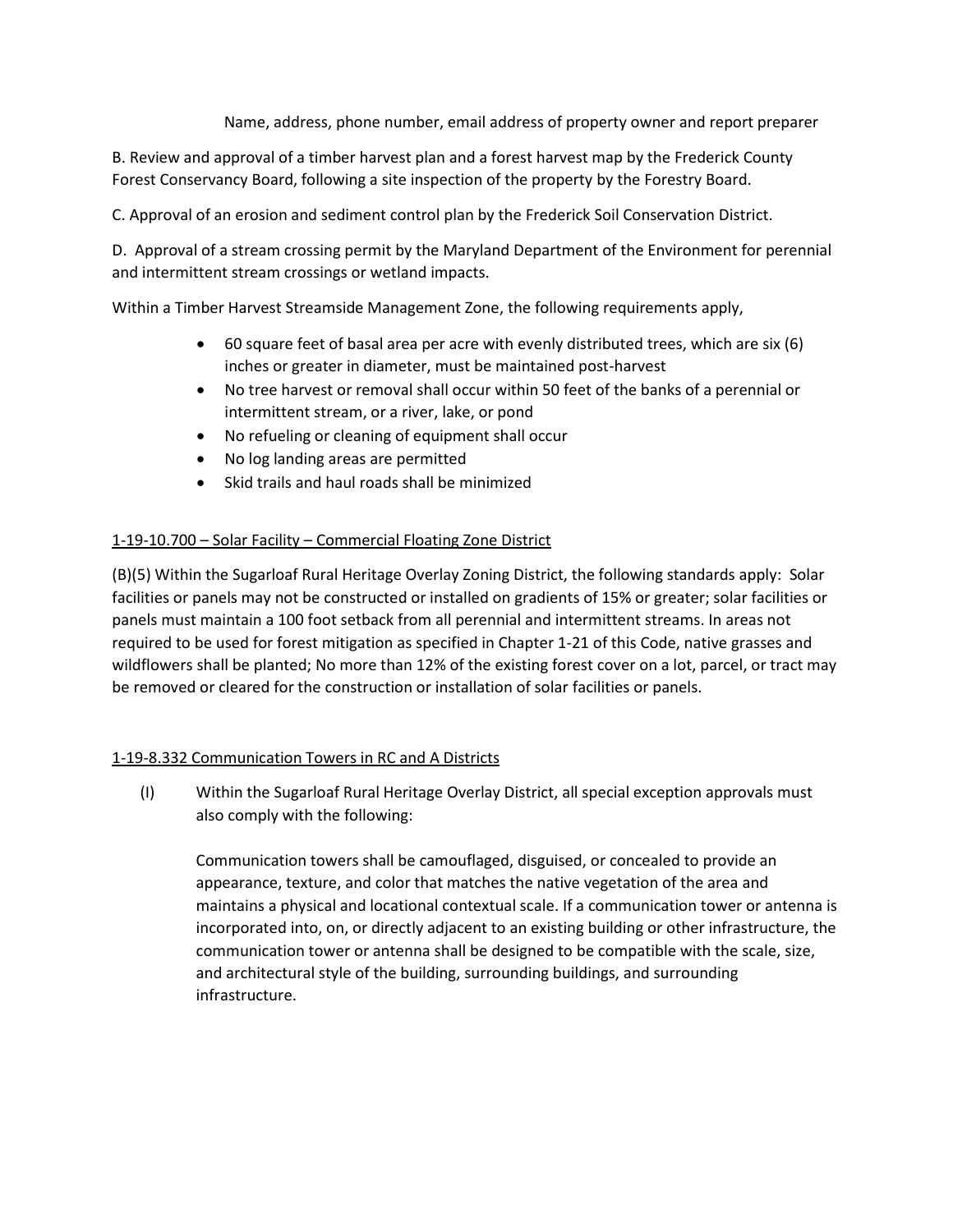Name, address, phone number, email address of property owner and report preparer

B. Review and approval of a timber harvest plan and a forest harvest map by the Frederick County Forest Conservancy Board, following a site inspection of the property by the Forestry Board.

C. Approval of an erosion and sediment control plan by the Frederick Soil Conservation District.

D. Approval of a stream crossing permit by the Maryland Department of the Environment for perennial and intermittent stream crossings or wetland impacts.

Within a Timber Harvest Streamside Management Zone, the following requirements apply,

- 60 square feet of basal area per acre with evenly distributed trees, which are six (6) inches or greater in diameter, must be maintained post-harvest
- No tree harvest or removal shall occur within 50 feet of the banks of a perennial or intermittent stream, or a river, lake, or pond
- No refueling or cleaning of equipment shall occur
- No log landing areas are permitted
- Skid trails and haul roads shall be minimized

<u>1-19-10.700 – Solar Facility – Commercial Floating Zone District</u>

(B)(5) Within the Sugarloaf Rural Heritage Overlay Zoning District, the following standards apply: Solar facilities or panels may not be constructed or installed on gradients of 15% or greater; solar facilities or panels must maintain a 100 foot setback from all perennial and intermittent streams. In areas not required to be used for forest mitigation as specified in Chapter 1-21 of this Code, native grasses and wildflowers shall be planted; No more than 12% of the existing forest cover on a lot, parcel, or tract may be removed or cleared for the construction or installation of solar facilities or panels.

<u>1-19-8.332 Communication Towers in RC and A Districts</u>

(I) Within the Sugarloaf Rural Heritage Overlay District, all special exception approvals must also comply with the following:

Communication towers shall be camouflaged, disguised, or concealed to provide an appearance, texture, and color that matches the native vegetation of the area and maintains a physical and locational contextual scale. If a communication tower or antenna is incorporated into, on, or directly adjacent to an existing building or other infrastructure, the communication tower or antenna shall be designed to be compatible with the scale, size, and architectural style of the building, surrounding buildings, and surrounding infrastructure.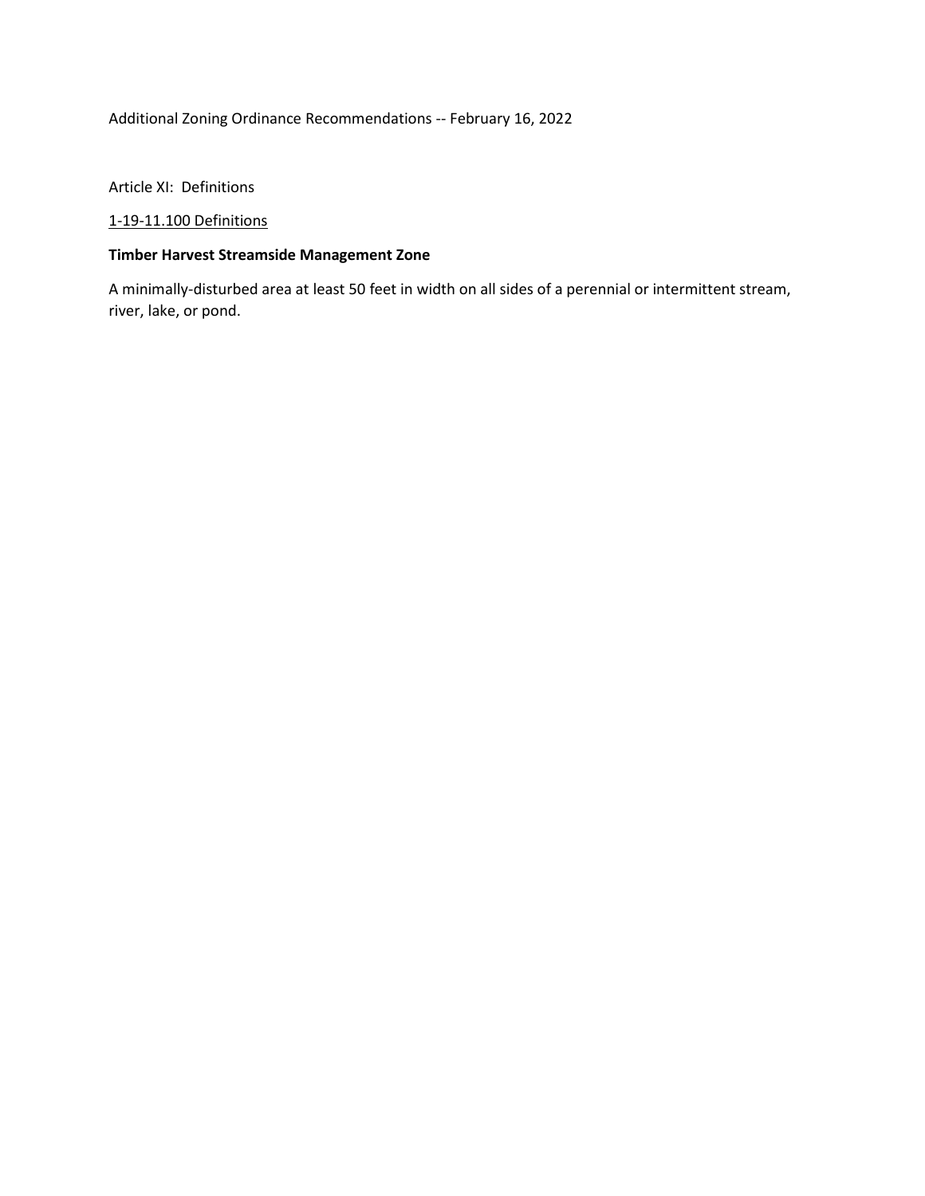Additional Zoning Ordinance Recommendations -- February 16, 2022

Article XI: Definitions

<u>1-19-11.100 Definitions</u>

**Timber Harvest Streamside Management Zone**

A minimally-disturbed area at least 50 feet in width on all sides of a perennial or intermittent stream, river, lake, or pond.